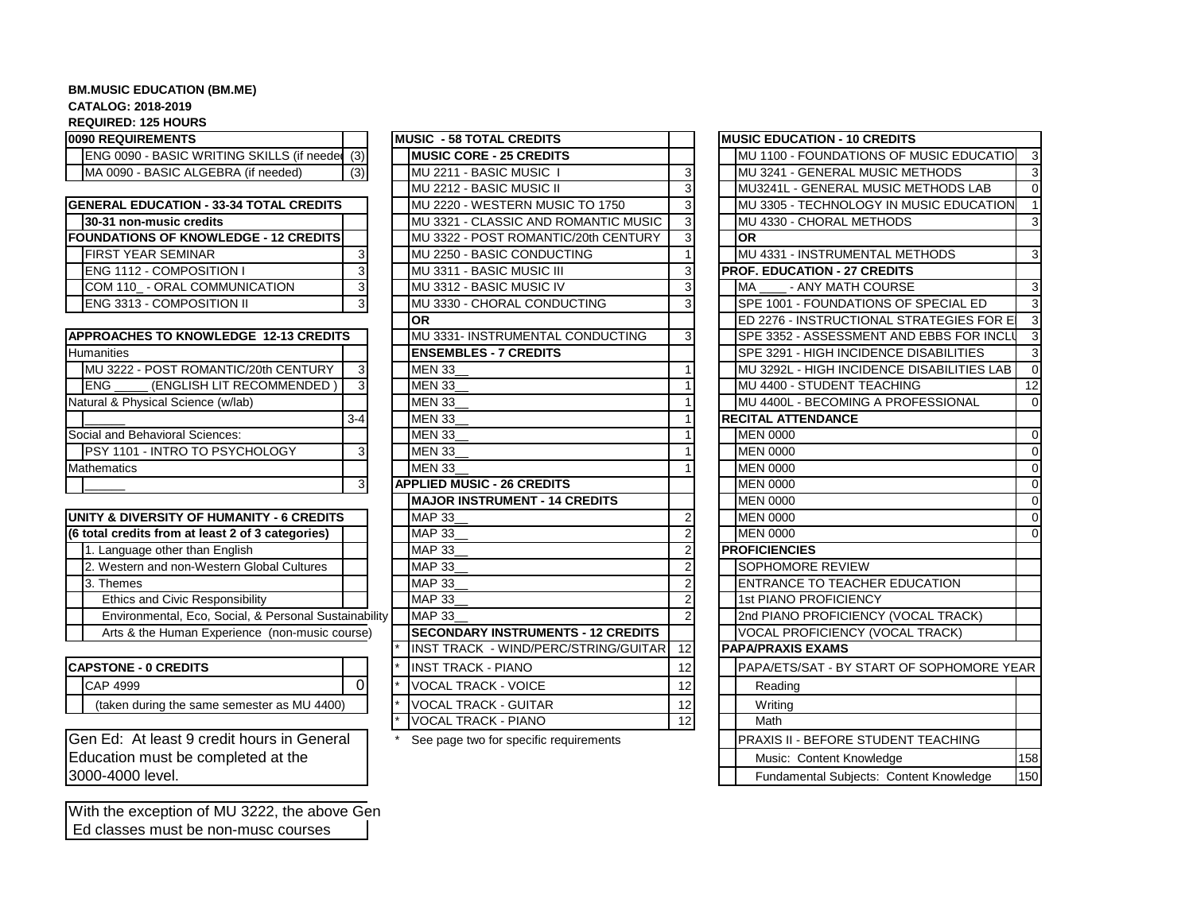**BM.MUSIC EDUCATION (BM.ME)**
**CATALOG: 2018-2019**
**REQUIRED: 125 HOURS**

| 0090 REQUIREMENTS | |
|---|---|
| ENG 0090 - BASIC WRITING SKILLS (if needed | (3) |
| MA 0090 - BASIC ALGEBRA (if needed) | (3) |

| GENERAL EDUCATION - 33-34 TOTAL CREDITS | |
|---|---|
| **30-31 non-music credits** | |
| **FOUNDATIONS OF KNOWLEDGE - 12 CREDITS** | |
| FIRST YEAR SEMINAR | 3 |
| ENG 1112 - COMPOSITION I | 3 |
| COM 110_ - ORAL COMMUNICATION | 3 |
| ENG 3313 - COMPOSITION II | 3 |

| APPROACHES TO KNOWLEDGE 12-13 CREDITS | |
|---|---|
| Humanities | |
| MU 3222 - POST ROMANTIC/20th CENTURY | 3 |
| ENG _____ (ENGLISH LIT RECOMMENDED ) | 3 |
| Natural & Physical Science (w/lab) | |
| ______ | 3-4 |
| Social and Behavioral Sciences: | |
| PSY 1101 - INTRO TO PSYCHOLOGY | 3 |
| Mathematics | |
| ______ | 3 |

| UNITY & DIVERSITY OF HUMANITY - 6 CREDITS | |
|---|---|
| **(6 total credits from at least 2 of 3 categories)** | |
| 1. Language other than English | |
| 2. Western and non-Western Global Cultures | |
| 3. Themes | |
| Ethics and Civic Responsibility | |
| Environmental, Eco, Social, & Personal Sustainability | |
| Arts & the Human Experience (non-music course) | |

| CAPSTONE - 0 CREDITS | |
|---|---|
| CAP 4999 | 0 |
| (taken during the same semester as MU 4400) | |

Gen Ed: At least 9 credit hours in General Education must be completed at the 3000-4000 level.

With the exception of MU 3222, the above Gen Ed classes must be non-musc courses

| MUSIC - 58 TOTAL CREDITS | |
|---|---|
| **MUSIC CORE - 25 CREDITS** | |
| MU 2211 - BASIC MUSIC I | 3 |
| MU 2212 - BASIC MUSIC II | 3 |
| MU 2220 - WESTERN MUSIC TO 1750 | 3 |
| MU 3321 - CLASSIC AND ROMANTIC MUSIC | 3 |
| MU 3322 - POST ROMANTIC/20th CENTURY | 3 |
| MU 2250 - BASIC CONDUCTING | 1 |
| MU 3311 - BASIC MUSIC III | 3 |
| MU 3312 - BASIC MUSIC IV | 3 |
| MU 3330 - CHORAL CONDUCTING | 3 |
| **OR** | |
| MU 3331- INSTRUMENTAL CONDUCTING | 3 |
| **ENSEMBLES - 7 CREDITS** | |
| MEN 33__ | 1 |
| MEN 33__ | 1 |
| MEN 33__ | 1 |
| MEN 33__ | 1 |
| MEN 33__ | 1 |
| MEN 33__ | 1 |
| MEN 33__ | 1 |
| **APPLIED MUSIC - 26 CREDITS** | |
| **MAJOR INSTRUMENT - 14 CREDITS** | |
| MAP 33__ | 2 |
| MAP 33__ | 2 |
| MAP 33__ | 2 |
| MAP 33__ | 2 |
| MAP 33__ | 2 |
| MAP 33__ | 2 |
| MAP 33__ | 2 |
| **SECONDARY INSTRUMENTS - 12 CREDITS** | |
| * INST TRACK - WIND/PERC/STRING/GUITAR | 12 |
| * INST TRACK - PIANO | 12 |
| * VOCAL TRACK - VOICE | 12 |
| * VOCAL TRACK - GUITAR | 12 |
| * VOCAL TRACK - PIANO | 12 |

\* See page two for specific requirements

| MUSIC EDUCATION - 10 CREDITS | |
|---|---|
| MU 1100 - FOUNDATIONS OF MUSIC EDUCATIO | 3 |
| MU 3241 - GENERAL MUSIC METHODS | 3 |
| MU3241L - GENERAL MUSIC METHODS LAB | 0 |
| MU 3305 - TECHNOLOGY IN MUSIC EDUCATION | 1 |
| MU 4330 - CHORAL METHODS | 3 |
| **OR** | |
| MU 4331 - INSTRUMENTAL METHODS | 3 |
| **PROF. EDUCATION - 27 CREDITS** | |
| MA ____ - ANY MATH COURSE | 3 |
| SPE 1001 - FOUNDATIONS OF SPECIAL ED | 3 |
| ED 2276 - INSTRUCTIONAL STRATEGIES FOR E | 3 |
| SPE 3352 - ASSESSMENT AND EBBS FOR INCLU | 3 |
| SPE 3291 - HIGH INCIDENCE DISABILITIES | 3 |
| MU 3292L - HIGH INCIDENCE DISABILITIES LAB | 0 |
| MU 4400 - STUDENT TEACHING | 12 |
| MU 4400L - BECOMING A PROFESSIONAL | 0 |
| **RECITAL ATTENDANCE** | |
| MEN 0000 | 0 |
| MEN 0000 | 0 |
| MEN 0000 | 0 |
| MEN 0000 | 0 |
| MEN 0000 | 0 |
| MEN 0000 | 0 |
| **PROFICIENCIES** | |
| SOPHOMORE REVIEW | |
| ENTRANCE TO TEACHER EDUCATION | |
| 1st PIANO PROFICIENCY | |
| 2nd PIANO PROFICIENCY (VOCAL TRACK) | |
| VOCAL PROFICIENCY (VOCAL TRACK) | |
| **PAPA/PRAXIS EXAMS** | |
| PAPA/ETS/SAT - BY START OF SOPHOMORE YEAR | |
| Reading | |
| Writing | |
| Math | |
| PRAXIS II - BEFORE STUDENT TEACHING | |
| Music: Content Knowledge | 158 |
| Fundamental Subjects: Content Knowledge | 150 |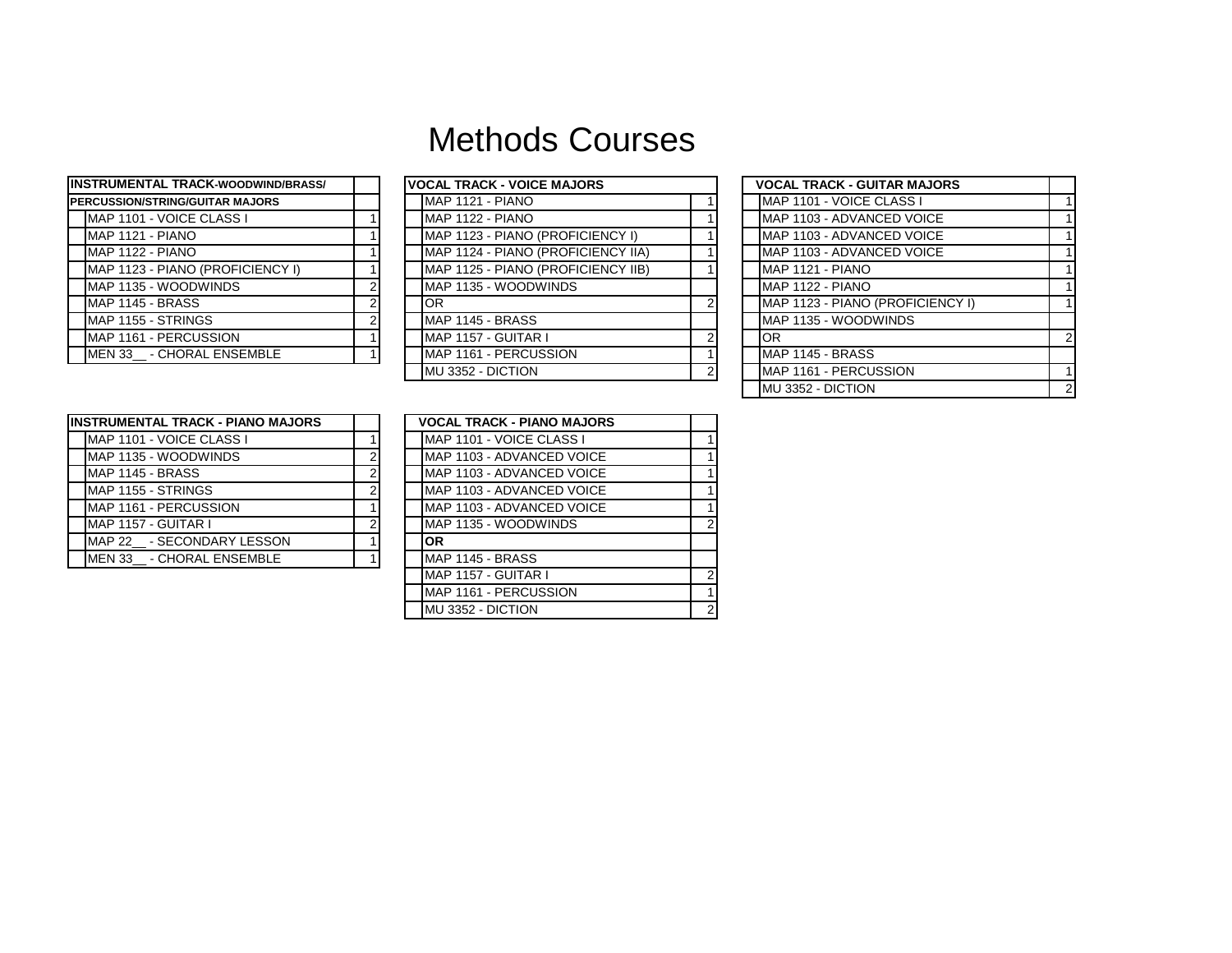# Methods Courses

| INSTRUMENTAL TRACK-WOODWIND/BRASS/ PERCUSSION/STRING/GUITAR MAJORS | |
|---|---|
| MAP 1101 - VOICE CLASS I | 1 |
| MAP 1121 - PIANO | 1 |
| MAP 1122 - PIANO | 1 |
| MAP 1123 - PIANO (PROFICIENCY I) | 1 |
| MAP 1135 - WOODWINDS | 2 |
| MAP 1145 - BRASS | 2 |
| MAP 1155 - STRINGS | 2 |
| MAP 1161 - PERCUSSION | 1 |
| MEN 33__ - CHORAL ENSEMBLE | 1 |

| VOCAL TRACK - VOICE MAJORS | |
|---|---|
| MAP 1121 - PIANO | 1 |
| MAP 1122 - PIANO | 1 |
| MAP 1123 - PIANO (PROFICIENCY I) | 1 |
| MAP 1124 - PIANO (PROFICIENCY IIA) | 1 |
| MAP 1125 - PIANO (PROFICIENCY IIB) | 1 |
| MAP 1135 - WOODWINDS | |
| OR | 2 |
| MAP 1145 - BRASS | |
| MAP 1157 - GUITAR I | 2 |
| MAP 1161 - PERCUSSION | 1 |
| MU 3352 - DICTION | 2 |

| VOCAL TRACK - GUITAR MAJORS | |
|---|---|
| MAP 1101 - VOICE CLASS I | 1 |
| MAP 1103 - ADVANCED VOICE | 1 |
| MAP 1103 - ADVANCED VOICE | 1 |
| MAP 1103 - ADVANCED VOICE | 1 |
| MAP 1121 - PIANO | 1 |
| MAP 1122 - PIANO | 1 |
| MAP 1123 - PIANO (PROFICIENCY I) | 1 |
| MAP 1135 - WOODWINDS | |
| OR | 2 |
| MAP 1145 - BRASS | |
| MAP 1161 - PERCUSSION | 1 |
| MU 3352 - DICTION | 2 |

| INSTRUMENTAL TRACK - PIANO MAJORS | |
|---|---|
| MAP 1101 - VOICE CLASS I | 1 |
| MAP 1135 - WOODWINDS | 2 |
| MAP 1145 - BRASS | 2 |
| MAP 1155 - STRINGS | 2 |
| MAP 1161 - PERCUSSION | 1 |
| MAP 1157 - GUITAR I | 2 |
| MAP 22__ - SECONDARY LESSON | 1 |
| MEN 33__ - CHORAL ENSEMBLE | 1 |

| VOCAL TRACK - PIANO MAJORS | |
|---|---|
| MAP 1101 - VOICE CLASS I | 1 |
| MAP 1103 - ADVANCED VOICE | 1 |
| MAP 1103 - ADVANCED VOICE | 1 |
| MAP 1103 - ADVANCED VOICE | 1 |
| MAP 1103 - ADVANCED VOICE | 1 |
| MAP 1135 - WOODWINDS | 2 |
| **OR** | |
| MAP 1145 - BRASS | |
| MAP 1157 - GUITAR I | 2 |
| MAP 1161 - PERCUSSION | 1 |
| MU 3352 - DICTION | 2 |